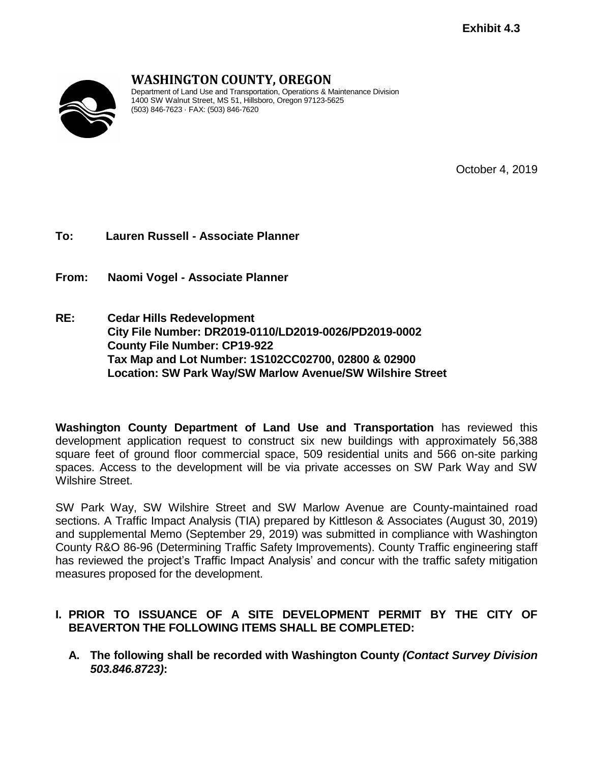**Exhibit 4.3**

**WASHINGTON COUNTY, OREGON**

Department of Land Use and Transportation, Operations & Maintenance Division
1400 SW Walnut Street, MS 51, Hillsboro, Oregon 97123-5625
(503) 846-7623 · FAX: (503) 846-7620

October 4, 2019

**To: Lauren Russell - Associate Planner**

**From: Naomi Vogel - Associate Planner**

**RE: Cedar Hills Redevelopment**
**City File Number: DR2019-0110/LD2019-0026/PD2019-0002**
**County File Number: CP19-922**
**Tax Map and Lot Number: 1S102CC02700, 02800 & 02900**
**Location: SW Park Way/SW Marlow Avenue/SW Wilshire Street**

**Washington County Department of Land Use and Transportation** has reviewed this development application request to construct six new buildings with approximately 56,388 square feet of ground floor commercial space, 509 residential units and 566 on-site parking spaces. Access to the development will be via private accesses on SW Park Way and SW Wilshire Street.

SW Park Way, SW Wilshire Street and SW Marlow Avenue are County-maintained road sections. A Traffic Impact Analysis (TIA) prepared by Kittleson & Associates (August 30, 2019) and supplemental Memo (September 29, 2019) was submitted in compliance with Washington County R&O 86-96 (Determining Traffic Safety Improvements). County Traffic engineering staff has reviewed the project's Traffic Impact Analysis' and concur with the traffic safety mitigation measures proposed for the development.

## I. PRIOR TO ISSUANCE OF A SITE DEVELOPMENT PERMIT BY THE CITY OF BEAVERTON THE FOLLOWING ITEMS SHALL BE COMPLETED:

**A. The following shall be recorded with Washington County *(Contact Survey Division 503.846.8723)*:**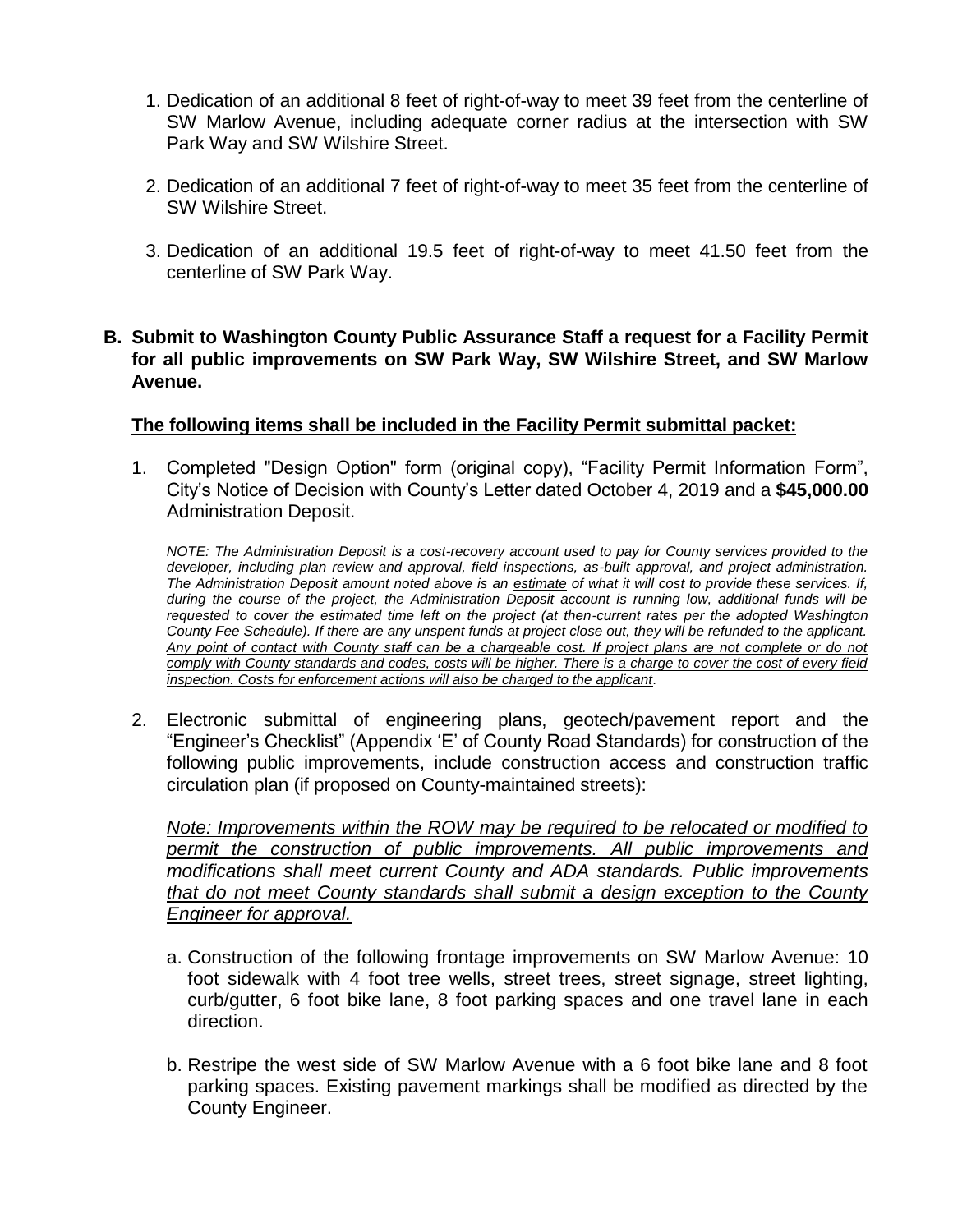1. Dedication of an additional 8 feet of right-of-way to meet 39 feet from the centerline of SW Marlow Avenue, including adequate corner radius at the intersection with SW Park Way and SW Wilshire Street.

2. Dedication of an additional 7 feet of right-of-way to meet 35 feet from the centerline of SW Wilshire Street.

3. Dedication of an additional 19.5 feet of right-of-way to meet 41.50 feet from the centerline of SW Park Way.

**B. Submit to Washington County Public Assurance Staff a request for a Facility Permit for all public improvements on SW Park Way, SW Wilshire Street, and SW Marlow Avenue.**

<u>**The following items shall be included in the Facility Permit submittal packet:**</u>

1. Completed "Design Option" form (original copy), “Facility Permit Information Form”, City’s Notice of Decision with County’s Letter dated October 4, 2019 and a **$45,000.00** Administration Deposit.

   *NOTE: The Administration Deposit is a cost-recovery account used to pay for County services provided to the developer, including plan review and approval, field inspections, as-built approval, and project administration. The Administration Deposit amount noted above is an <u>estimate</u> of what it will cost to provide these services. If, during the course of the project, the Administration Deposit account is running low, additional funds will be requested to cover the estimated time left on the project (at then-current rates per the adopted Washington County Fee Schedule). If there are any unspent funds at project close out, they will be refunded to the applicant. <u>Any point of contact with County staff can be a chargeable cost. If project plans are not complete or do not comply with County standards and codes, costs will be higher. There is a charge to cover the cost of every field inspection. Costs for enforcement actions will also be charged to the applicant</u>.*

2. Electronic submittal of engineering plans, geotech/pavement report and the “Engineer’s Checklist” (Appendix ‘E’ of County Road Standards) for construction of the following public improvements, include construction access and construction traffic circulation plan (if proposed on County-maintained streets):

   <u>*Note: Improvements within the ROW may be required to be relocated or modified to permit the construction of public improvements. All public improvements and modifications shall meet current County and ADA standards. Public improvements that do not meet County standards shall submit a design exception to the County Engineer for approval.*</u>

   a. Construction of the following frontage improvements on SW Marlow Avenue: 10 foot sidewalk with 4 foot tree wells, street trees, street signage, street lighting, curb/gutter, 6 foot bike lane, 8 foot parking spaces and one travel lane in each direction.

   b. Restripe the west side of SW Marlow Avenue with a 6 foot bike lane and 8 foot parking spaces. Existing pavement markings shall be modified as directed by the County Engineer.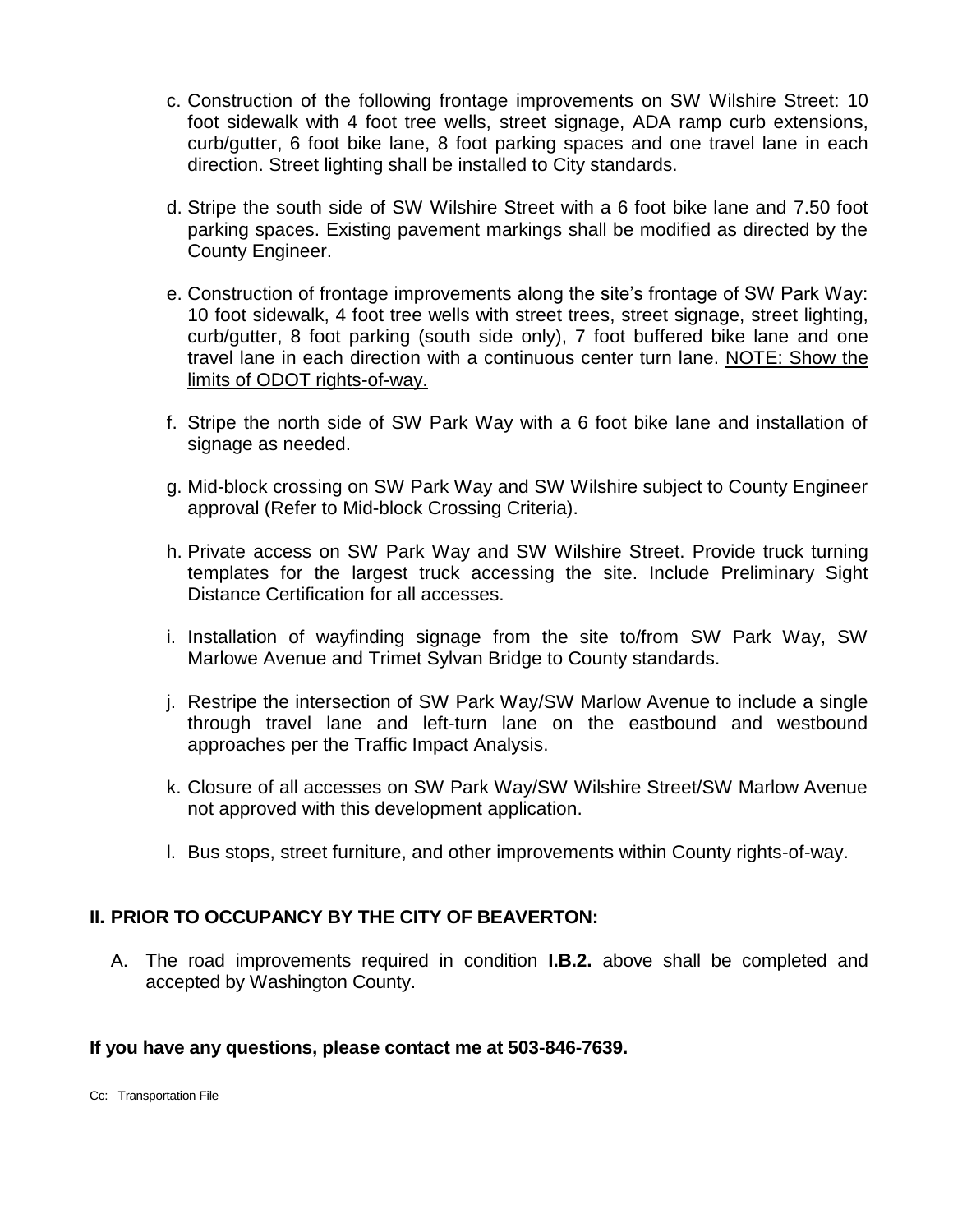c. Construction of the following frontage improvements on SW Wilshire Street: 10 foot sidewalk with 4 foot tree wells, street signage, ADA ramp curb extensions, curb/gutter, 6 foot bike lane, 8 foot parking spaces and one travel lane in each direction. Street lighting shall be installed to City standards.

d. Stripe the south side of SW Wilshire Street with a 6 foot bike lane and 7.50 foot parking spaces. Existing pavement markings shall be modified as directed by the County Engineer.

e. Construction of frontage improvements along the site's frontage of SW Park Way: 10 foot sidewalk, 4 foot tree wells with street trees, street signage, street lighting, curb/gutter, 8 foot parking (south side only), 7 foot buffered bike lane and one travel lane in each direction with a continuous center turn lane. <u>NOTE: Show the limits of ODOT rights-of-way.</u>

f. Stripe the north side of SW Park Way with a 6 foot bike lane and installation of signage as needed.

g. Mid-block crossing on SW Park Way and SW Wilshire subject to County Engineer approval (Refer to Mid-block Crossing Criteria).

h. Private access on SW Park Way and SW Wilshire Street. Provide truck turning templates for the largest truck accessing the site. Include Preliminary Sight Distance Certification for all accesses.

i. Installation of wayfinding signage from the site to/from SW Park Way, SW Marlowe Avenue and Trimet Sylvan Bridge to County standards.

j. Restripe the intersection of SW Park Way/SW Marlow Avenue to include a single through travel lane and left-turn lane on the eastbound and westbound approaches per the Traffic Impact Analysis.

k. Closure of all accesses on SW Park Way/SW Wilshire Street/SW Marlow Avenue not approved with this development application.

l. Bus stops, street furniture, and other improvements within County rights-of-way.

## II. PRIOR TO OCCUPANCY BY THE CITY OF BEAVERTON:

A. The road improvements required in condition **I.B.2.** above shall be completed and accepted by Washington County.

**If you have any questions, please contact me at 503-846-7639.**

Cc: Transportation File